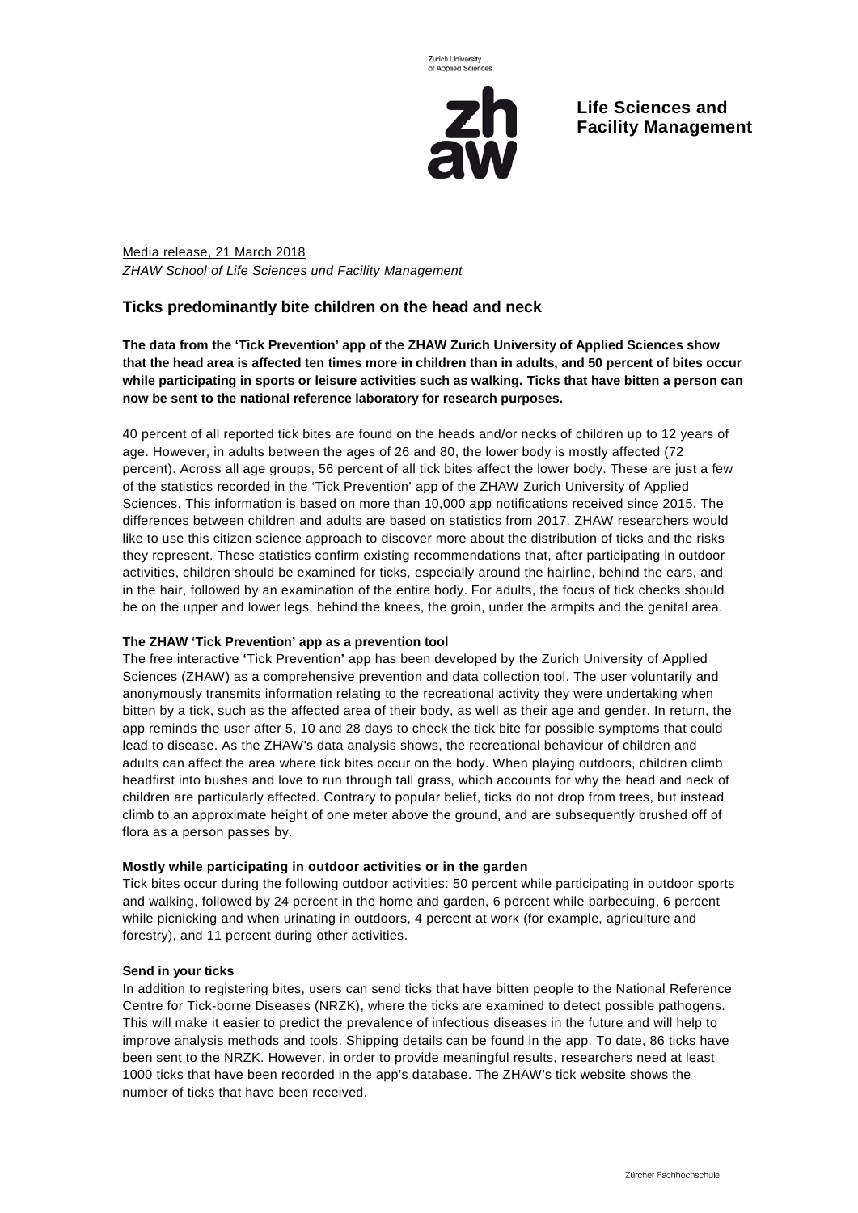Zurich University of Applied Sciences

**Life Sciences and Facility Management**

Media release, 21 March 2018
*ZHAW School of Life Sciences und Facility Management*

## Ticks predominantly bite children on the head and neck

**The data from the 'Tick Prevention' app of the ZHAW Zurich University of Applied Sciences show that the head area is affected ten times more in children than in adults, and 50 percent of bites occur while participating in sports or leisure activities such as walking. Ticks that have bitten a person can now be sent to the national reference laboratory for research purposes.**

40 percent of all reported tick bites are found on the heads and/or necks of children up to 12 years of age. However, in adults between the ages of 26 and 80, the lower body is mostly affected (72 percent). Across all age groups, 56 percent of all tick bites affect the lower body. These are just a few of the statistics recorded in the 'Tick Prevention' app of the ZHAW Zurich University of Applied Sciences. This information is based on more than 10,000 app notifications received since 2015. The differences between children and adults are based on statistics from 2017. ZHAW researchers would like to use this citizen science approach to discover more about the distribution of ticks and the risks they represent. These statistics confirm existing recommendations that, after participating in outdoor activities, children should be examined for ticks, especially around the hairline, behind the ears, and in the hair, followed by an examination of the entire body. For adults, the focus of tick checks should be on the upper and lower legs, behind the knees, the groin, under the armpits and the genital area.

**The ZHAW 'Tick Prevention' app as a prevention tool**
The free interactive **'**Tick Prevention**'** app has been developed by the Zurich University of Applied Sciences (ZHAW) as a comprehensive prevention and data collection tool. The user voluntarily and anonymously transmits information relating to the recreational activity they were undertaking when bitten by a tick, such as the affected area of their body, as well as their age and gender. In return, the app reminds the user after 5, 10 and 28 days to check the tick bite for possible symptoms that could lead to disease. As the ZHAW's data analysis shows, the recreational behaviour of children and adults can affect the area where tick bites occur on the body. When playing outdoors, children climb headfirst into bushes and love to run through tall grass, which accounts for why the head and neck of children are particularly affected. Contrary to popular belief, ticks do not drop from trees, but instead climb to an approximate height of one meter above the ground, and are subsequently brushed off of flora as a person passes by.

**Mostly while participating in outdoor activities or in the garden**
Tick bites occur during the following outdoor activities: 50 percent while participating in outdoor sports and walking, followed by 24 percent in the home and garden, 6 percent while barbecuing, 6 percent while picnicking and when urinating in outdoors, 4 percent at work (for example, agriculture and forestry), and 11 percent during other activities.

**Send in your ticks**
In addition to registering bites, users can send ticks that have bitten people to the National Reference Centre for Tick-borne Diseases (NRZK), where the ticks are examined to detect possible pathogens. This will make it easier to predict the prevalence of infectious diseases in the future and will help to improve analysis methods and tools. Shipping details can be found in the app. To date, 86 ticks have been sent to the NRZK. However, in order to provide meaningful results, researchers need at least 1000 ticks that have been recorded in the app's database. The ZHAW's tick website shows the number of ticks that have been received.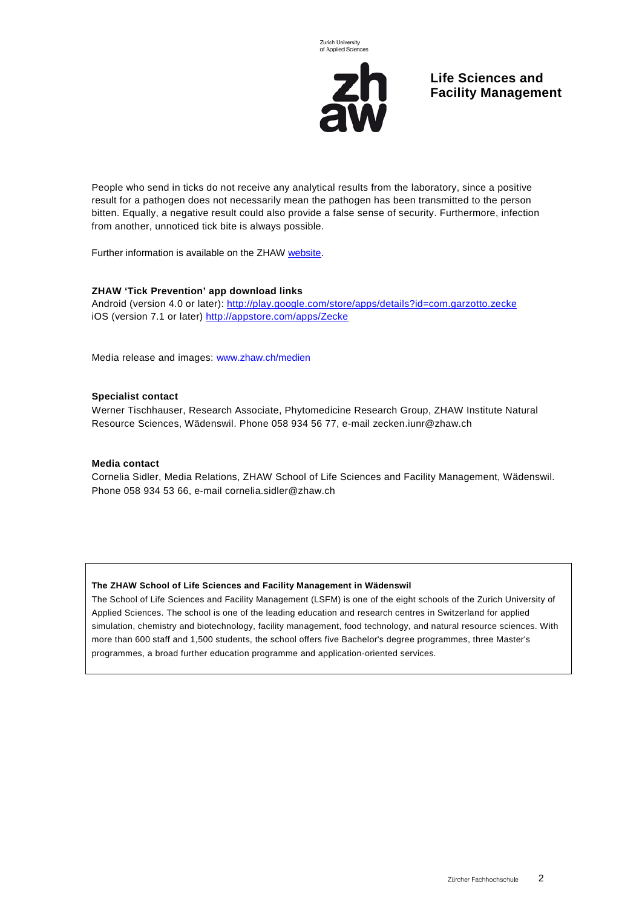People who send in ticks do not receive any analytical results from the laboratory, since a positive result for a pathogen does not necessarily mean the pathogen has been transmitted to the person bitten. Equally, a negative result could also provide a false sense of security. Furthermore, infection from another, unnoticed tick bite is always possible.

Further information is available on the ZHAW website.

**ZHAW 'Tick Prevention' app download links**
Android (version 4.0 or later): http://play.google.com/store/apps/details?id=com.garzotto.zecke
iOS (version 7.1 or later) http://appstore.com/apps/Zecke

Media release and images: www.zhaw.ch/medien

**Specialist contact**
Werner Tischhauser, Research Associate, Phytomedicine Research Group, ZHAW Institute Natural Resource Sciences, Wädenswil. Phone 058 934 56 77, e-mail zecken.iunr@zhaw.ch

**Media contact**
Cornelia Sidler, Media Relations, ZHAW School of Life Sciences and Facility Management, Wädenswil. Phone 058 934 53 66, e-mail cornelia.sidler@zhaw.ch

**The ZHAW School of Life Sciences and Facility Management in Wädenswil**
The School of Life Sciences and Facility Management (LSFM) is one of the eight schools of the Zurich University of Applied Sciences. The school is one of the leading education and research centres in Switzerland for applied simulation, chemistry and biotechnology, facility management, food technology, and natural resource sciences. With more than 600 staff and 1,500 students, the school offers five Bachelor's degree programmes, three Master's programmes, a broad further education programme and application-oriented services.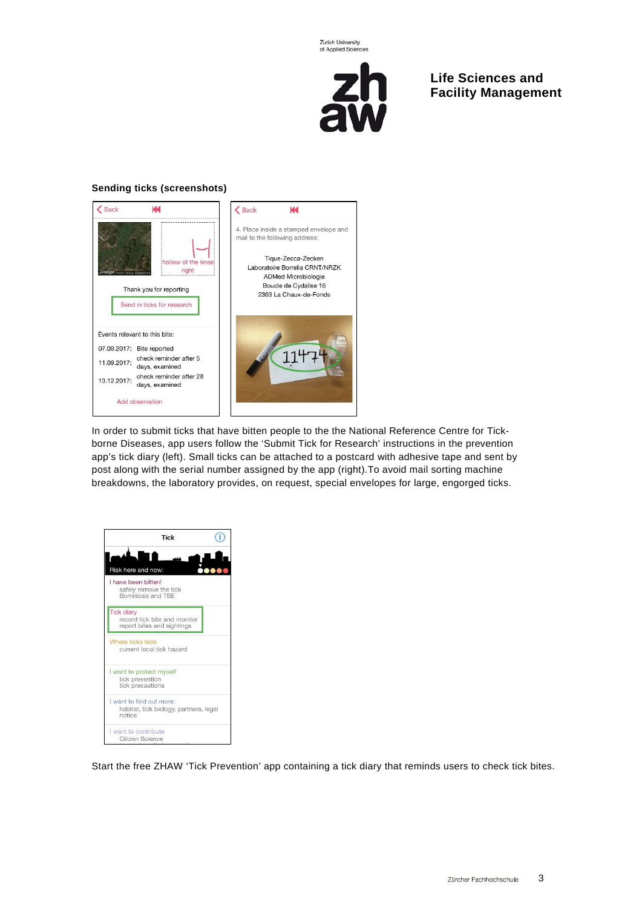**Life Sciences and Facility Management**

**Sending ticks (screenshots)**

In order to submit ticks that have bitten people to the the National Reference Centre for Tick-borne Diseases, app users follow the 'Submit Tick for Research' instructions in the prevention app's tick diary (left). Small ticks can be attached to a postcard with adhesive tape and sent by post along with the serial number assigned by the app (right).To avoid mail sorting machine breakdowns, the laboratory provides, on request, special envelopes for large, engorged ticks.

Start the free ZHAW 'Tick Prevention' app containing a tick diary that reminds users to check tick bites.